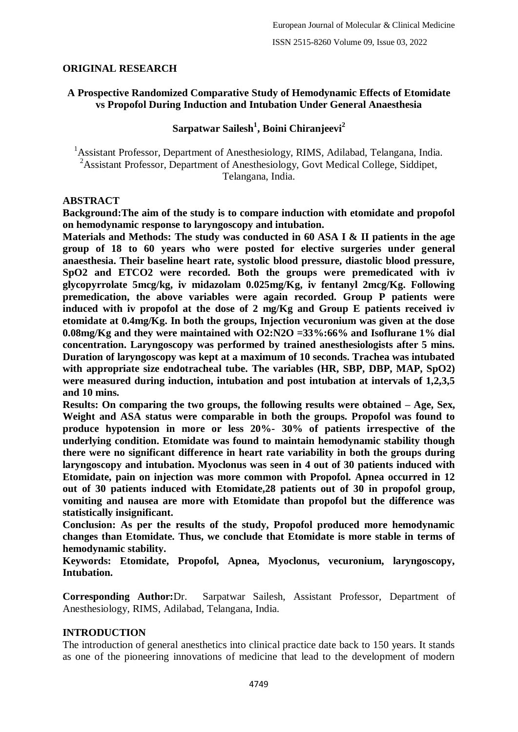**ORIGINAL RESEARCH**

# A Prospective Randomized Comparative Study of Hemodynamic Effects of Etomidate vs Propofol During Induction and Intubation Under General Anaesthesia

**Sarpatwar Sailesh[1], Boini Chiranjeevi[2]**

[1]Assistant Professor, Department of Anesthesiology, RIMS, Adilabad, Telangana, India.
[2]Assistant Professor, Department of Anesthesiology, Govt Medical College, Siddipet, Telangana, India.

## ABSTRACT

**Background:The aim of the study is to compare induction with etomidate and propofol on hemodynamic response to laryngoscopy and intubation.**

**Materials and Methods: The study was conducted in 60 ASA I & II patients in the age group of 18 to 60 years who were posted for elective surgeries under general anaesthesia. Their baseline heart rate, systolic blood pressure, diastolic blood pressure, SpO2 and ETCO2 were recorded. Both the groups were premedicated with iv glycopyrrolate 5mcg/kg, iv midazolam 0.025mg/Kg, iv fentanyl 2mcg/Kg. Following premedication, the above variables were again recorded. Group P patients were induced with iv propofol at the dose of 2 mg/Kg and Group E patients received iv etomidate at 0.4mg/Kg. In both the groups, Injection vecuronium was given at the dose 0.08mg/Kg and they were maintained with O2:N2O =33%:66% and Isoflurane 1% dial concentration. Laryngoscopy was performed by trained anesthesiologists after 5 mins. Duration of laryngoscopy was kept at a maximum of 10 seconds. Trachea was intubated with appropriate size endotracheal tube. The variables (HR, SBP, DBP, MAP, SpO2) were measured during induction, intubation and post intubation at intervals of 1,2,3,5 and 10 mins.**

**Results: On comparing the two groups, the following results were obtained – Age, Sex, Weight and ASA status were comparable in both the groups. Propofol was found to produce hypotension in more or less 20%- 30% of patients irrespective of the underlying condition. Etomidate was found to maintain hemodynamic stability though there were no significant difference in heart rate variability in both the groups during laryngoscopy and intubation. Myoclonus was seen in 4 out of 30 patients induced with Etomidate, pain on injection was more common with Propofol. Apnea occurred in 12 out of 30 patients induced with Etomidate,28 patients out of 30 in propofol group, vomiting and nausea are more with Etomidate than propofol but the difference was statistically insignificant.**

**Conclusion: As per the results of the study, Propofol produced more hemodynamic changes than Etomidate. Thus, we conclude that Etomidate is more stable in terms of hemodynamic stability.**

**Keywords: Etomidate, Propofol, Apnea, Myoclonus, vecuronium, laryngoscopy, Intubation.**

**Corresponding Author:**Dr. Sarpatwar Sailesh, Assistant Professor, Department of Anesthesiology, RIMS, Adilabad, Telangana, India.

## INTRODUCTION

The introduction of general anesthetics into clinical practice date back to 150 years. It stands as one of the pioneering innovations of medicine that lead to the development of modern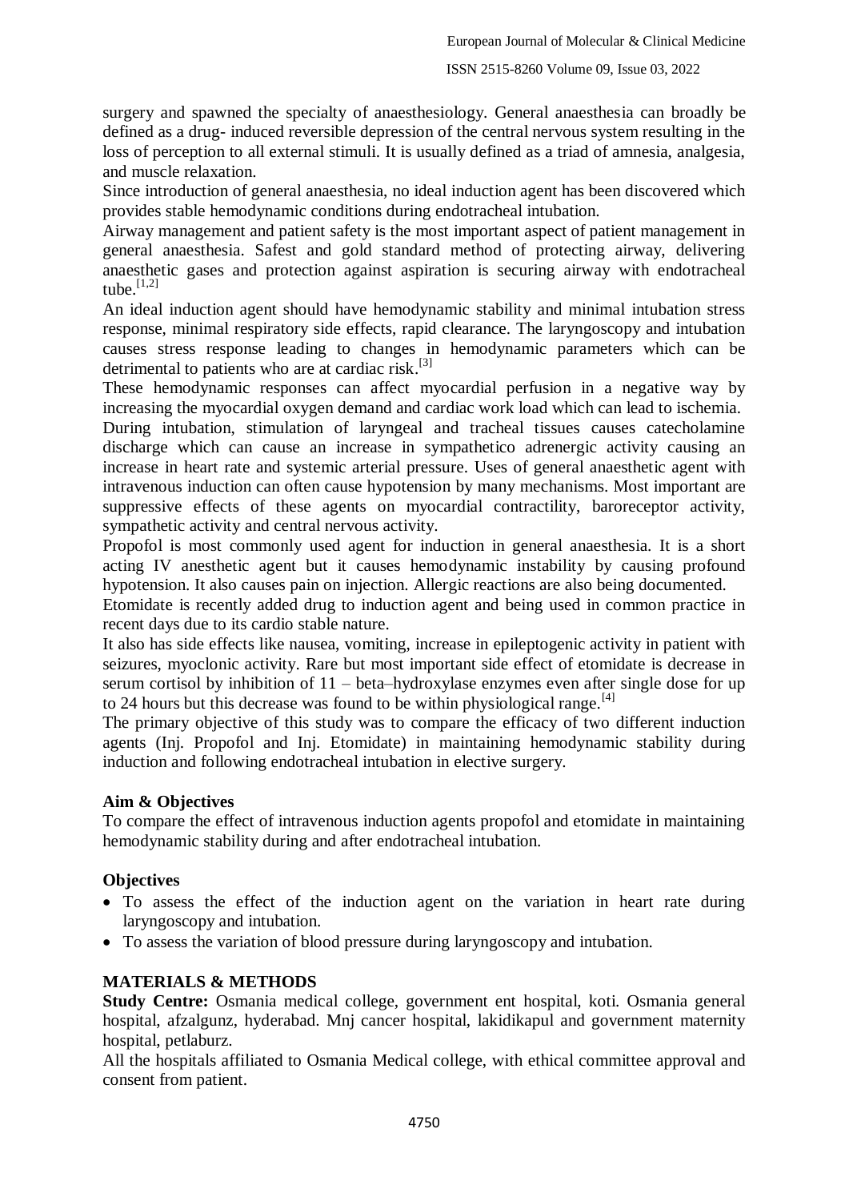surgery and spawned the specialty of anaesthesiology. General anaesthesia can broadly be defined as a drug- induced reversible depression of the central nervous system resulting in the loss of perception to all external stimuli. It is usually defined as a triad of amnesia, analgesia, and muscle relaxation.

Since introduction of general anaesthesia, no ideal induction agent has been discovered which provides stable hemodynamic conditions during endotracheal intubation.

Airway management and patient safety is the most important aspect of patient management in general anaesthesia. Safest and gold standard method of protecting airway, delivering anaesthetic gases and protection against aspiration is securing airway with endotracheal tube.[1,2]

An ideal induction agent should have hemodynamic stability and minimal intubation stress response, minimal respiratory side effects, rapid clearance. The laryngoscopy and intubation causes stress response leading to changes in hemodynamic parameters which can be detrimental to patients who are at cardiac risk.[3]

These hemodynamic responses can affect myocardial perfusion in a negative way by increasing the myocardial oxygen demand and cardiac work load which can lead to ischemia.

During intubation, stimulation of laryngeal and tracheal tissues causes catecholamine discharge which can cause an increase in sympathetico adrenergic activity causing an increase in heart rate and systemic arterial pressure. Uses of general anaesthetic agent with intravenous induction can often cause hypotension by many mechanisms. Most important are suppressive effects of these agents on myocardial contractility, baroreceptor activity, sympathetic activity and central nervous activity.

Propofol is most commonly used agent for induction in general anaesthesia. It is a short acting IV anesthetic agent but it causes hemodynamic instability by causing profound hypotension. It also causes pain on injection. Allergic reactions are also being documented.

Etomidate is recently added drug to induction agent and being used in common practice in recent days due to its cardio stable nature.

It also has side effects like nausea, vomiting, increase in epileptogenic activity in patient with seizures, myoclonic activity. Rare but most important side effect of etomidate is decrease in serum cortisol by inhibition of 11 – beta–hydroxylase enzymes even after single dose for up to 24 hours but this decrease was found to be within physiological range.[4]

The primary objective of this study was to compare the efficacy of two different induction agents (Inj. Propofol and Inj. Etomidate) in maintaining hemodynamic stability during induction and following endotracheal intubation in elective surgery.

## Aim & Objectives

To compare the effect of intravenous induction agents propofol and etomidate in maintaining hemodynamic stability during and after endotracheal intubation.

## Objectives

- To assess the effect of the induction agent on the variation in heart rate during laryngoscopy and intubation.
- To assess the variation of blood pressure during laryngoscopy and intubation.

## MATERIALS & METHODS

**Study Centre:** Osmania medical college, government ent hospital, koti. Osmania general hospital, afzalgunz, hyderabad. Mnj cancer hospital, lakidikapul and government maternity hospital, petlaburz.

All the hospitals affiliated to Osmania Medical college, with ethical committee approval and consent from patient.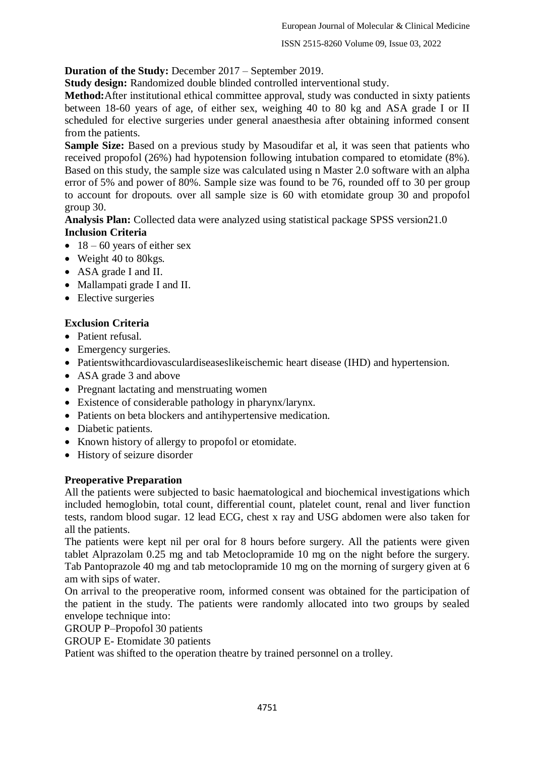**Duration of the Study:** December 2017 – September 2019.

**Study design:** Randomized double blinded controlled interventional study.

**Method:**After institutional ethical committee approval, study was conducted in sixty patients between 18-60 years of age, of either sex, weighing 40 to 80 kg and ASA grade I or II scheduled for elective surgeries under general anaesthesia after obtaining informed consent from the patients.

**Sample Size:** Based on a previous study by Masoudifar et al, it was seen that patients who received propofol (26%) had hypotension following intubation compared to etomidate (8%). Based on this study, the sample size was calculated using n Master 2.0 software with an alpha error of 5% and power of 80%. Sample size was found to be 76, rounded off to 30 per group to account for dropouts. over all sample size is 60 with etomidate group 30 and propofol group 30.

**Analysis Plan:** Collected data were analyzed using statistical package SPSS version21.0

**Inclusion Criteria**

- 18 – 60 years of either sex
- Weight 40 to 80kgs.
- ASA grade I and II.
- Mallampati grade I and II.
- Elective surgeries

**Exclusion Criteria**

- Patient refusal.
- Emergency surgeries.
- Patientswithcardiovasculardiseaseslikeischemic heart disease (IHD) and hypertension.
- ASA grade 3 and above
- Pregnant lactating and menstruating women
- Existence of considerable pathology in pharynx/larynx.
- Patients on beta blockers and antihypertensive medication.
- Diabetic patients.
- Known history of allergy to propofol or etomidate.
- History of seizure disorder

**Preoperative Preparation**

All the patients were subjected to basic haematological and biochemical investigations which included hemoglobin, total count, differential count, platelet count, renal and liver function tests, random blood sugar. 12 lead ECG, chest x ray and USG abdomen were also taken for all the patients.

The patients were kept nil per oral for 8 hours before surgery. All the patients were given tablet Alprazolam 0.25 mg and tab Metoclopramide 10 mg on the night before the surgery. Tab Pantoprazole 40 mg and tab metoclopramide 10 mg on the morning of surgery given at 6 am with sips of water.

On arrival to the preoperative room, informed consent was obtained for the participation of the patient in the study. The patients were randomly allocated into two groups by sealed envelope technique into:

GROUP P–Propofol 30 patients

GROUP E- Etomidate 30 patients

Patient was shifted to the operation theatre by trained personnel on a trolley.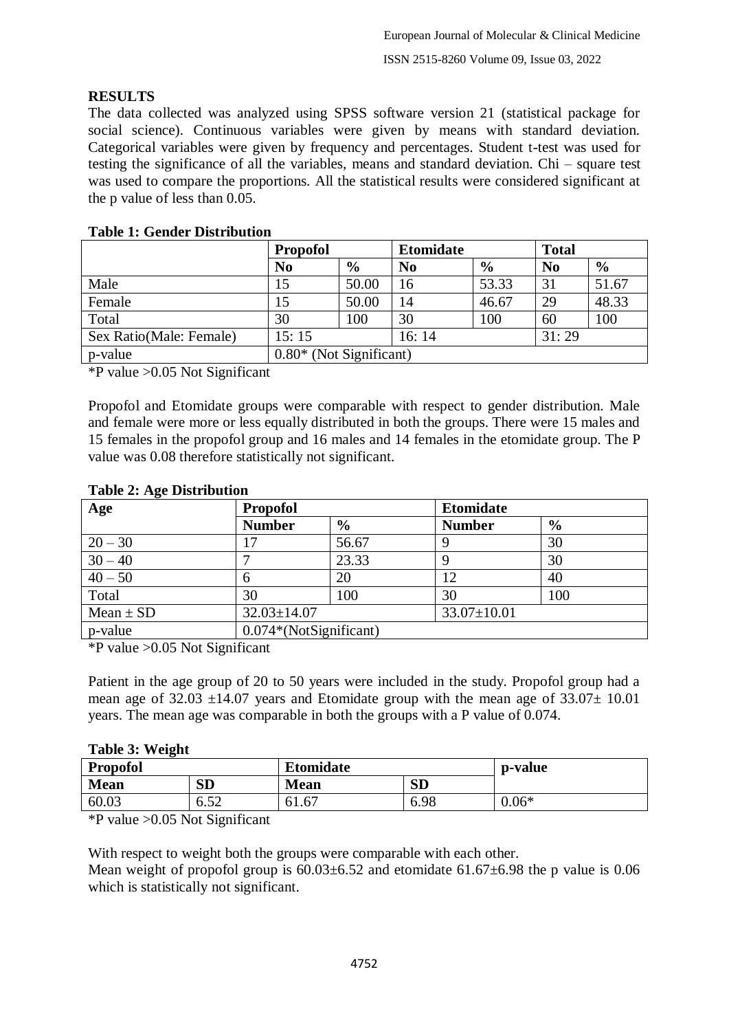## RESULTS

The data collected was analyzed using SPSS software version 21 (statistical package for social science). Continuous variables were given by means with standard deviation. Categorical variables were given by frequency and percentages. Student t-test was used for testing the significance of all the variables, means and standard deviation. Chi – square test was used to compare the proportions. All the statistical results were considered significant at the p value of less than 0.05.

**Table 1: Gender Distribution**

| | Propofol | | Etomidate | | Total | |
|---|---|---|---|---|---|---|
| | **No** | **%** | **No** | **%** | **No** | **%** |
| Male | 15 | 50.00 | 16 | 53.33 | 31 | 51.67 |
| Female | 15 | 50.00 | 14 | 46.67 | 29 | 48.33 |
| Total | 30 | 100 | 30 | 100 | 60 | 100 |
| Sex Ratio(Male: Female) | 15: 15 | | 16: 14 | | 31: 29 | |
| p-value | 0.80* (Not Significant) | | | | | |

*P value >0.05 Not Significant

Propofol and Etomidate groups were comparable with respect to gender distribution. Male and female were more or less equally distributed in both the groups. There were 15 males and 15 females in the propofol group and 16 males and 14 females in the etomidate group. The P value was 0.08 therefore statistically not significant.

**Table 2: Age Distribution**

| Age | Propofol | | Etomidate | |
|---|---|---|---|---|
| | **Number** | **%** | **Number** | **%** |
| 20 – 30 | 17 | 56.67 | 9 | 30 |
| 30 – 40 | 7 | 23.33 | 9 | 30 |
| 40 – 50 | 6 | 20 | 12 | 40 |
| Total | 30 | 100 | 30 | 100 |
| Mean ± SD | 32.03±14.07 | | 33.07±10.01 | |
| p-value | 0.074*(NotSignificant) | | | |

*P value >0.05 Not Significant

Patient in the age group of 20 to 50 years were included in the study. Propofol group had a mean age of 32.03 ±14.07 years and Etomidate group with the mean age of 33.07± 10.01 years. The mean age was comparable in both the groups with a P value of 0.074.

**Table 3: Weight**

| Propofol | | Etomidate | | p-value |
|---|---|---|---|---|
| **Mean** | **SD** | **Mean** | **SD** | |
| 60.03 | 6.52 | 61.67 | 6.98 | 0.06* |

*P value >0.05 Not Significant

With respect to weight both the groups were comparable with each other.
Mean weight of propofol group is 60.03±6.52 and etomidate 61.67±6.98 the p value is 0.06 which is statistically not significant.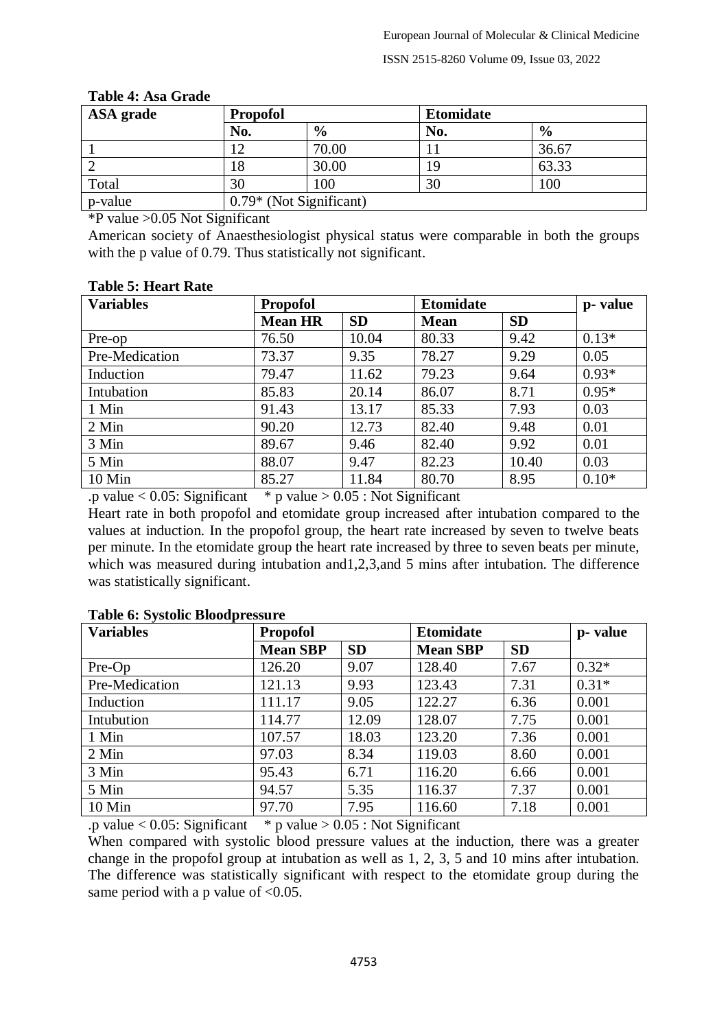**Table 4: Asa Grade**

| ASA grade | Propofol | | Etomidate | |
|---|---|---|---|---|
| | No. | % | No. | % |
| 1 | 12 | 70.00 | 11 | 36.67 |
| 2 | 18 | 30.00 | 19 | 63.33 |
| Total | 30 | 100 | 30 | 100 |
| p-value | 0.79* (Not Significant) | | | |

*P value >0.05 Not Significant

American society of Anaesthesiologist physical status were comparable in both the groups with the p value of 0.79. Thus statistically not significant.

**Table 5: Heart Rate**

| Variables | Propofol | | Etomidate | | p- value |
|---|---|---|---|---|---|
| | Mean HR | SD | Mean | SD | |
| Pre-op | 76.50 | 10.04 | 80.33 | 9.42 | 0.13* |
| Pre-Medication | 73.37 | 9.35 | 78.27 | 9.29 | 0.05 |
| Induction | 79.47 | 11.62 | 79.23 | 9.64 | 0.93* |
| Intubation | 85.83 | 20.14 | 86.07 | 8.71 | 0.95* |
| 1 Min | 91.43 | 13.17 | 85.33 | 7.93 | 0.03 |
| 2 Min | 90.20 | 12.73 | 82.40 | 9.48 | 0.01 |
| 3 Min | 89.67 | 9.46 | 82.40 | 9.92 | 0.01 |
| 5 Min | 88.07 | 9.47 | 82.23 | 10.40 | 0.03 |
| 10 Min | 85.27 | 11.84 | 80.70 | 8.95 | 0.10* |

.p value < 0.05: Significant   * p value > 0.05 : Not Significant

Heart rate in both propofol and etomidate group increased after intubation compared to the values at induction. In the propofol group, the heart rate increased by seven to twelve beats per minute. In the etomidate group the heart rate increased by three to seven beats per minute, which was measured during intubation and1,2,3,and 5 mins after intubation. The difference was statistically significant.

**Table 6: Systolic Bloodpressure**

| Variables | Propofol | | Etomidate | | p- value |
|---|---|---|---|---|---|
| | Mean SBP | SD | Mean SBP | SD | |
| Pre-Op | 126.20 | 9.07 | 128.40 | 7.67 | 0.32* |
| Pre-Medication | 121.13 | 9.93 | 123.43 | 7.31 | 0.31* |
| Induction | 111.17 | 9.05 | 122.27 | 6.36 | 0.001 |
| Intubution | 114.77 | 12.09 | 128.07 | 7.75 | 0.001 |
| 1 Min | 107.57 | 18.03 | 123.20 | 7.36 | 0.001 |
| 2 Min | 97.03 | 8.34 | 119.03 | 8.60 | 0.001 |
| 3 Min | 95.43 | 6.71 | 116.20 | 6.66 | 0.001 |
| 5 Min | 94.57 | 5.35 | 116.37 | 7.37 | 0.001 |
| 10 Min | 97.70 | 7.95 | 116.60 | 7.18 | 0.001 |

.p value < 0.05: Significant   * p value > 0.05 : Not Significant

When compared with systolic blood pressure values at the induction, there was a greater change in the propofol group at intubation as well as 1, 2, 3, 5 and 10 mins after intubation. The difference was statistically significant with respect to the etomidate group during the same period with a p value of <0.05.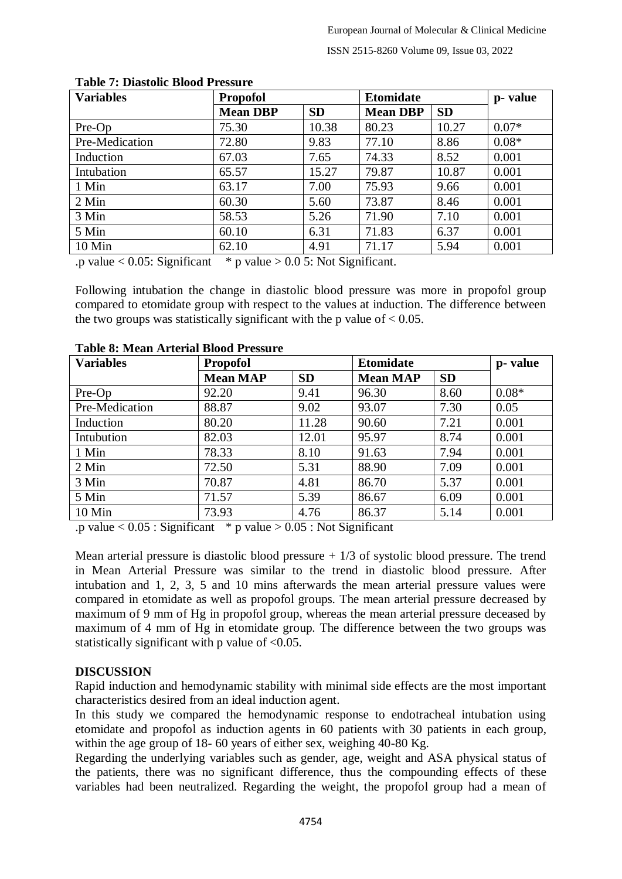**Table 7: Diastolic Blood Pressure**

| Variables | Propofol | | Etomidate | | p- value |
|---|---|---|---|---|---|
| | Mean DBP | SD | Mean DBP | SD | |
| Pre-Op | 75.30 | 10.38 | 80.23 | 10.27 | 0.07* |
| Pre-Medication | 72.80 | 9.83 | 77.10 | 8.86 | 0.08* |
| Induction | 67.03 | 7.65 | 74.33 | 8.52 | 0.001 |
| Intubation | 65.57 | 15.27 | 79.87 | 10.87 | 0.001 |
| 1 Min | 63.17 | 7.00 | 75.93 | 9.66 | 0.001 |
| 2 Min | 60.30 | 5.60 | 73.87 | 8.46 | 0.001 |
| 3 Min | 58.53 | 5.26 | 71.90 | 7.10 | 0.001 |
| 5 Min | 60.10 | 6.31 | 71.83 | 6.37 | 0.001 |
| 10 Min | 62.10 | 4.91 | 71.17 | 5.94 | 0.001 |

.p value < 0.05: Significant   * p value > 0.0 5: Not Significant.

Following intubation the change in diastolic blood pressure was more in propofol group compared to etomidate group with respect to the values at induction. The difference between the two groups was statistically significant with the p value of < 0.05.

**Table 8: Mean Arterial Blood Pressure**

| Variables | Propofol | | Etomidate | | p- value |
|---|---|---|---|---|---|
| | Mean MAP | SD | Mean MAP | SD | |
| Pre-Op | 92.20 | 9.41 | 96.30 | 8.60 | 0.08* |
| Pre-Medication | 88.87 | 9.02 | 93.07 | 7.30 | 0.05 |
| Induction | 80.20 | 11.28 | 90.60 | 7.21 | 0.001 |
| Intubution | 82.03 | 12.01 | 95.97 | 8.74 | 0.001 |
| 1 Min | 78.33 | 8.10 | 91.63 | 7.94 | 0.001 |
| 2 Min | 72.50 | 5.31 | 88.90 | 7.09 | 0.001 |
| 3 Min | 70.87 | 4.81 | 86.70 | 5.37 | 0.001 |
| 5 Min | 71.57 | 5.39 | 86.67 | 6.09 | 0.001 |
| 10 Min | 73.93 | 4.76 | 86.37 | 5.14 | 0.001 |

.p value < 0.05 : Significant   * p value > 0.05 : Not Significant

Mean arterial pressure is diastolic blood pressure + 1/3 of systolic blood pressure. The trend in Mean Arterial Pressure was similar to the trend in diastolic blood pressure. After intubation and 1, 2, 3, 5 and 10 mins afterwards the mean arterial pressure values were compared in etomidate as well as propofol groups. The mean arterial pressure decreased by maximum of 9 mm of Hg in propofol group, whereas the mean arterial pressure deceased by maximum of 4 mm of Hg in etomidate group. The difference between the two groups was statistically significant with p value of <0.05.

**DISCUSSION**

Rapid induction and hemodynamic stability with minimal side effects are the most important characteristics desired from an ideal induction agent.

In this study we compared the hemodynamic response to endotracheal intubation using etomidate and propofol as induction agents in 60 patients with 30 patients in each group, within the age group of 18- 60 years of either sex, weighing 40-80 Kg.

Regarding the underlying variables such as gender, age, weight and ASA physical status of the patients, there was no significant difference, thus the compounding effects of these variables had been neutralized. Regarding the weight, the propofol group had a mean of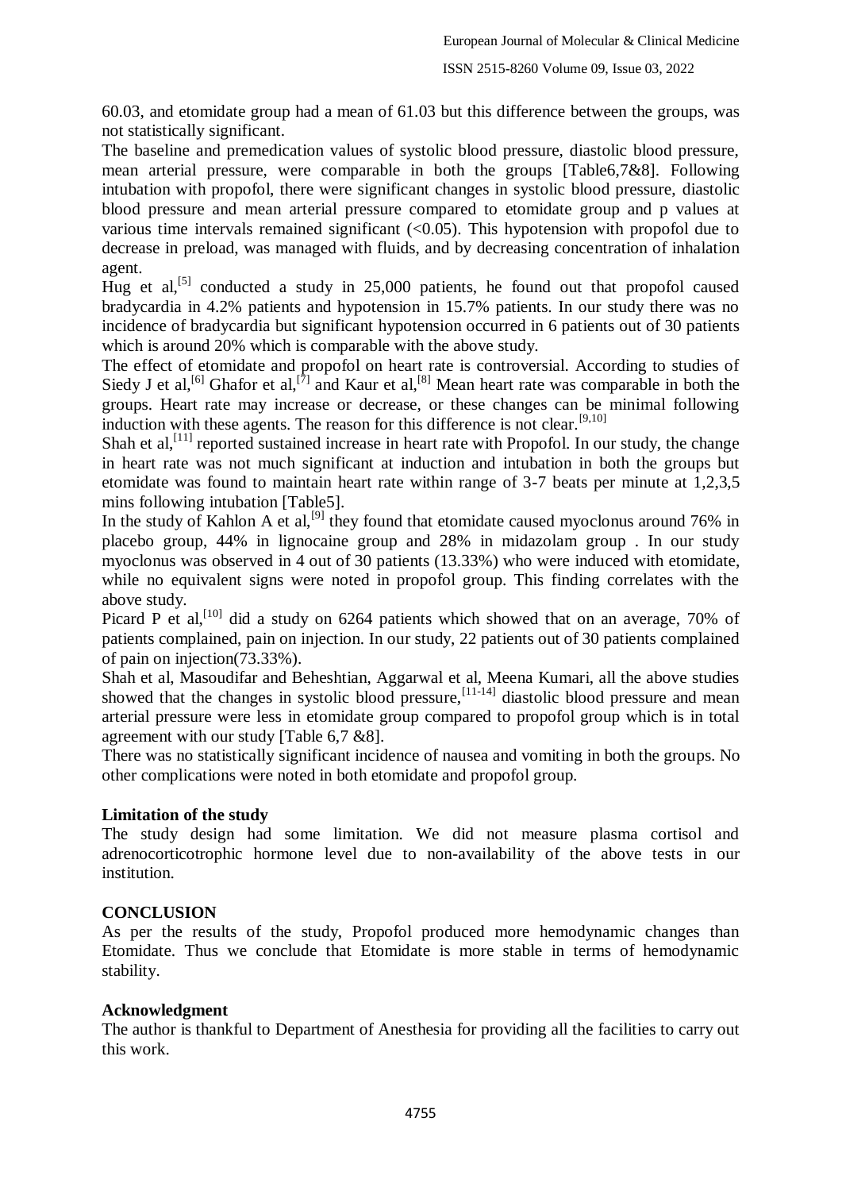60.03, and etomidate group had a mean of 61.03 but this difference between the groups, was not statistically significant.

The baseline and premedication values of systolic blood pressure, diastolic blood pressure, mean arterial pressure, were comparable in both the groups [Table6,7&8]. Following intubation with propofol, there were significant changes in systolic blood pressure, diastolic blood pressure and mean arterial pressure compared to etomidate group and p values at various time intervals remained significant (<0.05). This hypotension with propofol due to decrease in preload, was managed with fluids, and by decreasing concentration of inhalation agent.

Hug et al,[5] conducted a study in 25,000 patients, he found out that propofol caused bradycardia in 4.2% patients and hypotension in 15.7% patients. In our study there was no incidence of bradycardia but significant hypotension occurred in 6 patients out of 30 patients which is around 20% which is comparable with the above study.

The effect of etomidate and propofol on heart rate is controversial. According to studies of Siedy J et al,[6] Ghafor et al,[7] and Kaur et al,[8] Mean heart rate was comparable in both the groups. Heart rate may increase or decrease, or these changes can be minimal following induction with these agents. The reason for this difference is not clear.[9,10]

Shah et al,[11] reported sustained increase in heart rate with Propofol. In our study, the change in heart rate was not much significant at induction and intubation in both the groups but etomidate was found to maintain heart rate within range of 3-7 beats per minute at 1,2,3,5 mins following intubation [Table5].

In the study of Kahlon A et al,[9] they found that etomidate caused myoclonus around 76% in placebo group, 44% in lignocaine group and 28% in midazolam group . In our study myoclonus was observed in 4 out of 30 patients (13.33%) who were induced with etomidate, while no equivalent signs were noted in propofol group. This finding correlates with the above study.

Picard P et al,[10] did a study on 6264 patients which showed that on an average, 70% of patients complained, pain on injection. In our study, 22 patients out of 30 patients complained of pain on injection(73.33%).

Shah et al, Masoudifar and Beheshtian, Aggarwal et al, Meena Kumari, all the above studies showed that the changes in systolic blood pressure,[11-14] diastolic blood pressure and mean arterial pressure were less in etomidate group compared to propofol group which is in total agreement with our study [Table 6,7 &8].

There was no statistically significant incidence of nausea and vomiting in both the groups. No other complications were noted in both etomidate and propofol group.

**Limitation of the study**

The study design had some limitation. We did not measure plasma cortisol and adrenocorticotrophic hormone level due to non-availability of the above tests in our institution.

## CONCLUSION

As per the results of the study, Propofol produced more hemodynamic changes than Etomidate. Thus we conclude that Etomidate is more stable in terms of hemodynamic stability.

**Acknowledgment**

The author is thankful to Department of Anesthesia for providing all the facilities to carry out this work.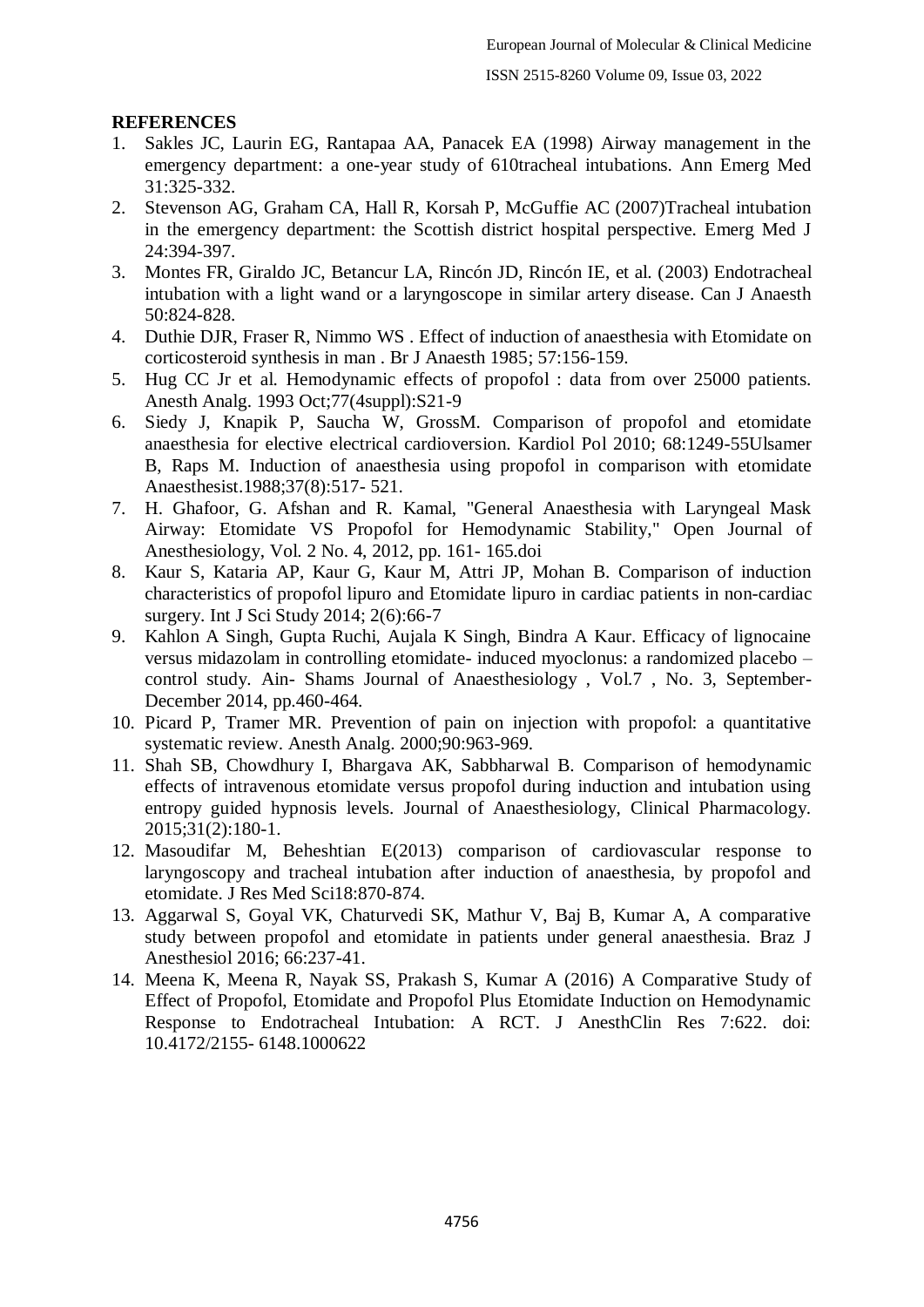**REFERENCES**

1. Sakles JC, Laurin EG, Rantapaa AA, Panacek EA (1998) Airway management in the emergency department: a one-year study of 610tracheal intubations. Ann Emerg Med 31:325-332.
2. Stevenson AG, Graham CA, Hall R, Korsah P, McGuffie AC (2007)Tracheal intubation in the emergency department: the Scottish district hospital perspective. Emerg Med J 24:394-397.
3. Montes FR, Giraldo JC, Betancur LA, Rincón JD, Rincón IE, et al. (2003) Endotracheal intubation with a light wand or a laryngoscope in similar artery disease. Can J Anaesth 50:824-828.
4. Duthie DJR, Fraser R, Nimmo WS . Effect of induction of anaesthesia with Etomidate on corticosteroid synthesis in man . Br J Anaesth 1985; 57:156-159.
5. Hug CC Jr et al. Hemodynamic effects of propofol : data from over 25000 patients. Anesth Analg. 1993 Oct;77(4suppl):S21-9
6. Siedy J, Knapik P, Saucha W, GrossM. Comparison of propofol and etomidate anaesthesia for elective electrical cardioversion. Kardiol Pol 2010; 68:1249-55Ulsamer B, Raps M. Induction of anaesthesia using propofol in comparison with etomidate Anaesthesist.1988;37(8):517- 521.
7. H. Ghafoor, G. Afshan and R. Kamal, "General Anaesthesia with Laryngeal Mask Airway: Etomidate VS Propofol for Hemodynamic Stability," Open Journal of Anesthesiology, Vol. 2 No. 4, 2012, pp. 161- 165.doi
8. Kaur S, Kataria AP, Kaur G, Kaur M, Attri JP, Mohan B. Comparison of induction characteristics of propofol lipuro and Etomidate lipuro in cardiac patients in non-cardiac surgery. Int J Sci Study 2014; 2(6):66-7
9. Kahlon A Singh, Gupta Ruchi, Aujala K Singh, Bindra A Kaur. Efficacy of lignocaine versus midazolam in controlling etomidate- induced myoclonus: a randomized placebo – control study. Ain- Shams Journal of Anaesthesiology , Vol.7 , No. 3, September-December 2014, pp.460-464.
10. Picard P, Tramer MR. Prevention of pain on injection with propofol: a quantitative systematic review. Anesth Analg. 2000;90:963-969.
11. Shah SB, Chowdhury I, Bhargava AK, Sabbharwal B. Comparison of hemodynamic effects of intravenous etomidate versus propofol during induction and intubation using entropy guided hypnosis levels. Journal of Anaesthesiology, Clinical Pharmacology. 2015;31(2):180-1.
12. Masoudifar M, Beheshtian E(2013) comparison of cardiovascular response to laryngoscopy and tracheal intubation after induction of anaesthesia, by propofol and etomidate. J Res Med Sci18:870-874.
13. Aggarwal S, Goyal VK, Chaturvedi SK, Mathur V, Baj B, Kumar A, A comparative study between propofol and etomidate in patients under general anaesthesia. Braz J Anesthesiol 2016; 66:237-41.
14. Meena K, Meena R, Nayak SS, Prakash S, Kumar A (2016) A Comparative Study of Effect of Propofol, Etomidate and Propofol Plus Etomidate Induction on Hemodynamic Response to Endotracheal Intubation: A RCT. J AnesthClin Res 7:622. doi: 10.4172/2155- 6148.1000622